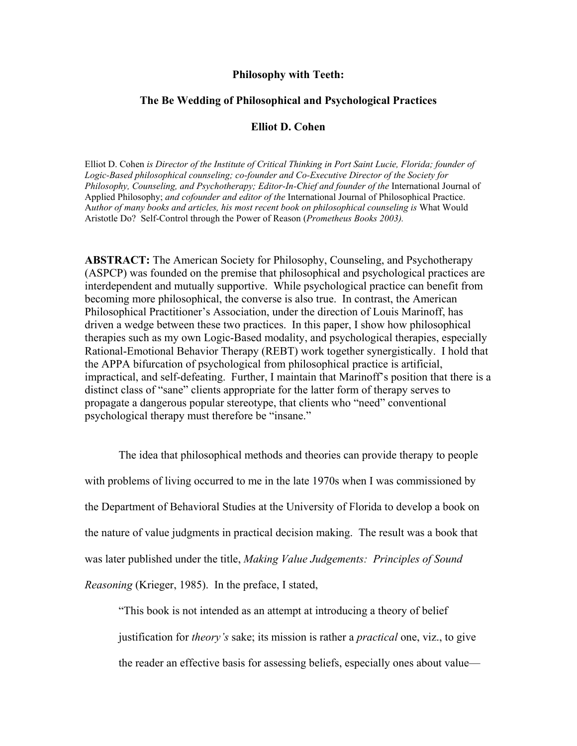# Philosophy with Teeth:

## The Be Wedding of Philosophical and Psychological Practices

**Elliot D. Cohen**

Elliot D. Cohen *is Director of the Institute of Critical Thinking in Port Saint Lucie, Florida; founder of Logic-Based philosophical counseling; co-founder and Co-Executive Director of the Society for Philosophy, Counseling, and Psychotherapy; Editor-In-Chief and founder of the* International Journal of Applied Philosophy; *and cofounder and editor of the* International Journal of Philosophical Practice. A*uthor of many books and articles, his most recent book on philosophical counseling is* What Would Aristotle Do? Self-Control through the Power of Reason (*Prometheus Books 2003).*

**ABSTRACT:** The American Society for Philosophy, Counseling, and Psychotherapy (ASPCP) was founded on the premise that philosophical and psychological practices are interdependent and mutually supportive. While psychological practice can benefit from becoming more philosophical, the converse is also true. In contrast, the American Philosophical Practitioner's Association, under the direction of Louis Marinoff, has driven a wedge between these two practices. In this paper, I show how philosophical therapies such as my own Logic-Based modality, and psychological therapies, especially Rational-Emotional Behavior Therapy (REBT) work together synergistically. I hold that the APPA bifurcation of psychological from philosophical practice is artificial, impractical, and self-defeating. Further, I maintain that Marinoff's position that there is a distinct class of "sane" clients appropriate for the latter form of therapy serves to propagate a dangerous popular stereotype, that clients who "need" conventional psychological therapy must therefore be "insane."

The idea that philosophical methods and theories can provide therapy to people with problems of living occurred to me in the late 1970s when I was commissioned by the Department of Behavioral Studies at the University of Florida to develop a book on the nature of value judgments in practical decision making. The result was a book that was later published under the title, *Making Value Judgements: Principles of Sound Reasoning* (Krieger, 1985). In the preface, I stated,

> "This book is not intended as an attempt at introducing a theory of belief justification for *theory's* sake; its mission is rather a *practical* one, viz., to give the reader an effective basis for assessing beliefs, especially ones about value—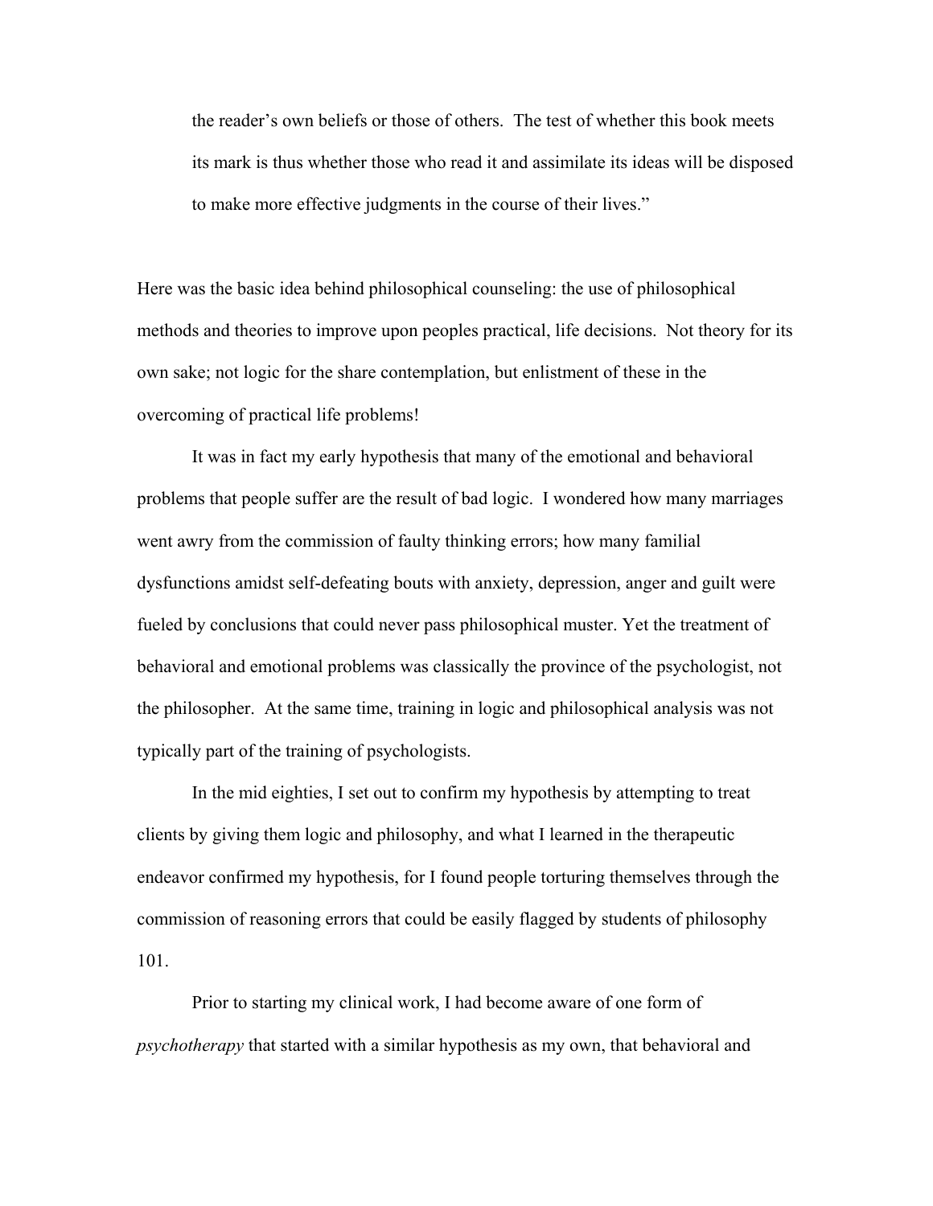> the reader's own beliefs or those of others. The test of whether this book meets its mark is thus whether those who read it and assimilate its ideas will be disposed to make more effective judgments in the course of their lives."

Here was the basic idea behind philosophical counseling: the use of philosophical methods and theories to improve upon peoples practical, life decisions. Not theory for its own sake; not logic for the share contemplation, but enlistment of these in the overcoming of practical life problems!

It was in fact my early hypothesis that many of the emotional and behavioral problems that people suffer are the result of bad logic. I wondered how many marriages went awry from the commission of faulty thinking errors; how many familial dysfunctions amidst self-defeating bouts with anxiety, depression, anger and guilt were fueled by conclusions that could never pass philosophical muster. Yet the treatment of behavioral and emotional problems was classically the province of the psychologist, not the philosopher. At the same time, training in logic and philosophical analysis was not typically part of the training of psychologists.

In the mid eighties, I set out to confirm my hypothesis by attempting to treat clients by giving them logic and philosophy, and what I learned in the therapeutic endeavor confirmed my hypothesis, for I found people torturing themselves through the commission of reasoning errors that could be easily flagged by students of philosophy 101.

Prior to starting my clinical work, I had become aware of one form of *psychotherapy* that started with a similar hypothesis as my own, that behavioral and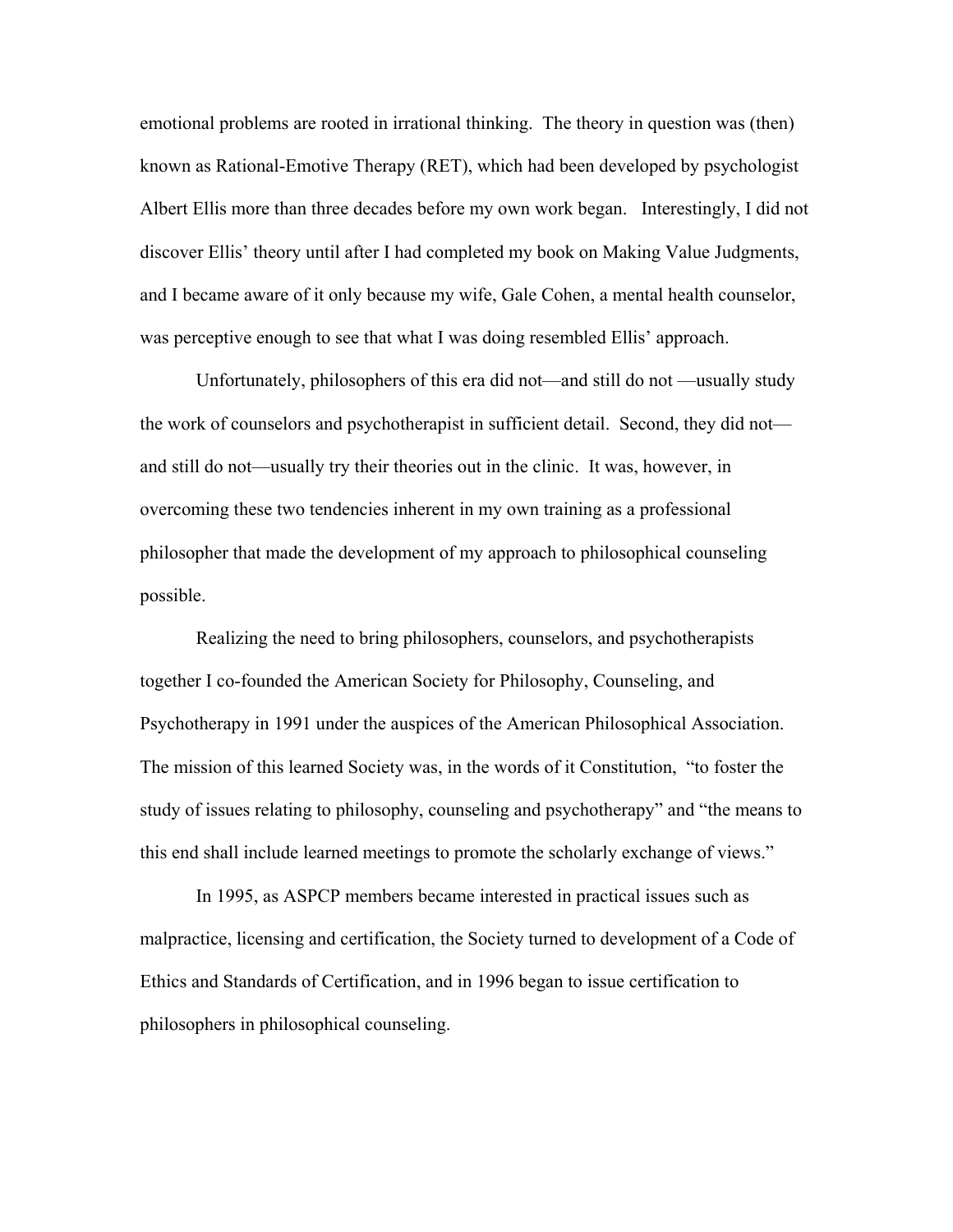emotional problems are rooted in irrational thinking. The theory in question was (then) known as Rational-Emotive Therapy (RET), which had been developed by psychologist Albert Ellis more than three decades before my own work began. Interestingly, I did not discover Ellis' theory until after I had completed my book on Making Value Judgments, and I became aware of it only because my wife, Gale Cohen, a mental health counselor, was perceptive enough to see that what I was doing resembled Ellis' approach.

Unfortunately, philosophers of this era did not—and still do not —usually study the work of counselors and psychotherapist in sufficient detail. Second, they did not—and still do not—usually try their theories out in the clinic. It was, however, in overcoming these two tendencies inherent in my own training as a professional philosopher that made the development of my approach to philosophical counseling possible.

Realizing the need to bring philosophers, counselors, and psychotherapists together I co-founded the American Society for Philosophy, Counseling, and Psychotherapy in 1991 under the auspices of the American Philosophical Association. The mission of this learned Society was, in the words of it Constitution, "to foster the study of issues relating to philosophy, counseling and psychotherapy" and "the means to this end shall include learned meetings to promote the scholarly exchange of views."

In 1995, as ASPCP members became interested in practical issues such as malpractice, licensing and certification, the Society turned to development of a Code of Ethics and Standards of Certification, and in 1996 began to issue certification to philosophers in philosophical counseling.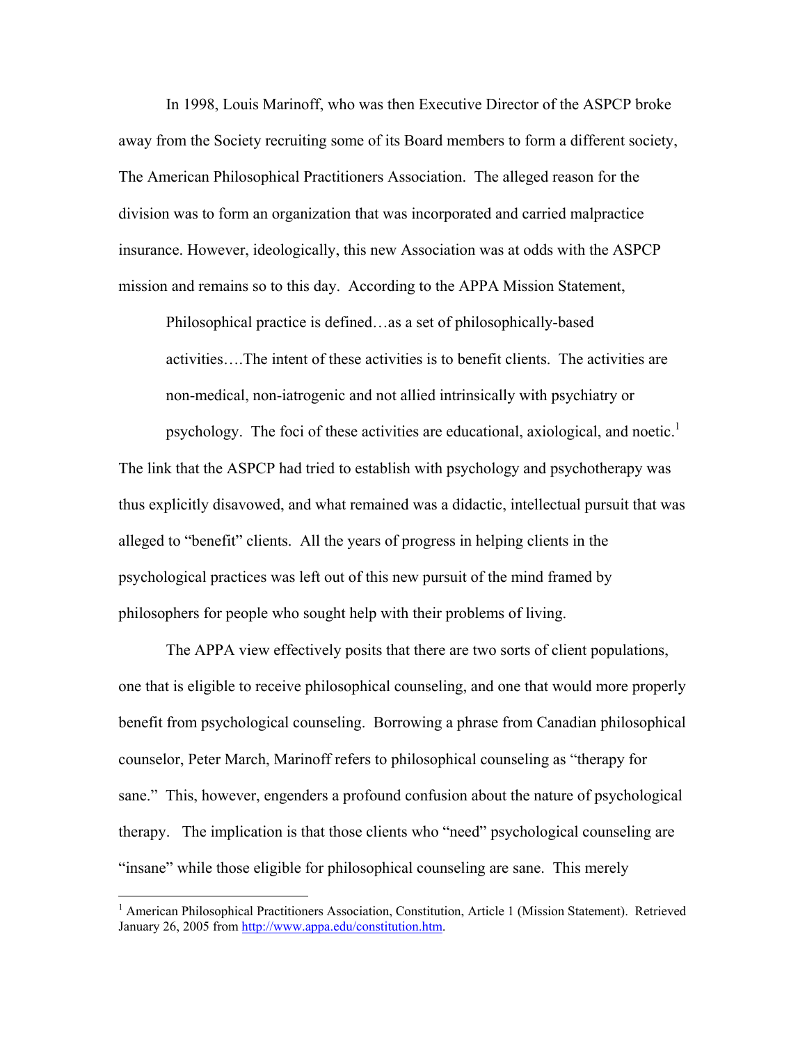In 1998, Louis Marinoff, who was then Executive Director of the ASPCP broke away from the Society recruiting some of its Board members to form a different society, The American Philosophical Practitioners Association. The alleged reason for the division was to form an organization that was incorporated and carried malpractice insurance. However, ideologically, this new Association was at odds with the ASPCP mission and remains so to this day. According to the APPA Mission Statement,

> Philosophical practice is defined…as a set of philosophically-based activities….The intent of these activities is to benefit clients. The activities are non-medical, non-iatrogenic and not allied intrinsically with psychiatry or psychology. The foci of these activities are educational, axiological, and noetic.[1]

The link that the ASPCP had tried to establish with psychology and psychotherapy was thus explicitly disavowed, and what remained was a didactic, intellectual pursuit that was alleged to "benefit" clients. All the years of progress in helping clients in the psychological practices was left out of this new pursuit of the mind framed by philosophers for people who sought help with their problems of living.

The APPA view effectively posits that there are two sorts of client populations, one that is eligible to receive philosophical counseling, and one that would more properly benefit from psychological counseling. Borrowing a phrase from Canadian philosophical counselor, Peter March, Marinoff refers to philosophical counseling as "therapy for sane." This, however, engenders a profound confusion about the nature of psychological therapy. The implication is that those clients who "need" psychological counseling are "insane" while those eligible for philosophical counseling are sane. This merely

[1] American Philosophical Practitioners Association, Constitution, Article 1 (Mission Statement). Retrieved January 26, 2005 from http://www.appa.edu/constitution.htm.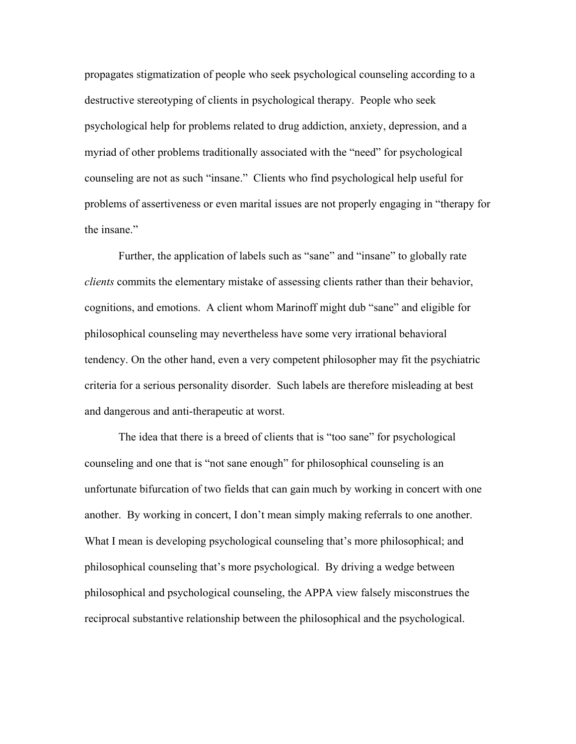propagates stigmatization of people who seek psychological counseling according to a destructive stereotyping of clients in psychological therapy. People who seek psychological help for problems related to drug addiction, anxiety, depression, and a myriad of other problems traditionally associated with the "need" for psychological counseling are not as such "insane." Clients who find psychological help useful for problems of assertiveness or even marital issues are not properly engaging in "therapy for the insane."

Further, the application of labels such as "sane" and "insane" to globally rate *clients* commits the elementary mistake of assessing clients rather than their behavior, cognitions, and emotions. A client whom Marinoff might dub "sane" and eligible for philosophical counseling may nevertheless have some very irrational behavioral tendency. On the other hand, even a very competent philosopher may fit the psychiatric criteria for a serious personality disorder. Such labels are therefore misleading at best and dangerous and anti-therapeutic at worst.

The idea that there is a breed of clients that is "too sane" for psychological counseling and one that is "not sane enough" for philosophical counseling is an unfortunate bifurcation of two fields that can gain much by working in concert with one another. By working in concert, I don't mean simply making referrals to one another. What I mean is developing psychological counseling that's more philosophical; and philosophical counseling that's more psychological. By driving a wedge between philosophical and psychological counseling, the APPA view falsely misconstrues the reciprocal substantive relationship between the philosophical and the psychological.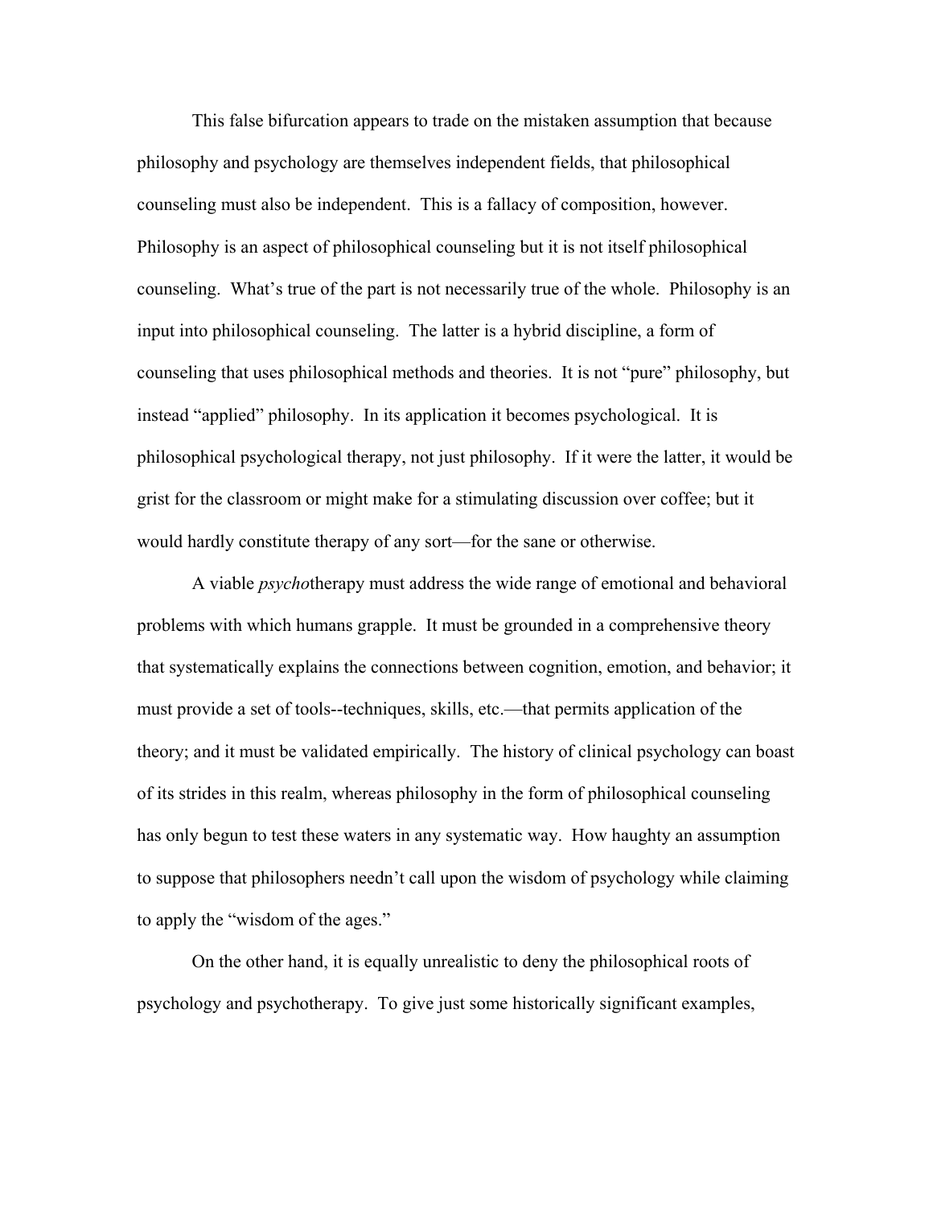This false bifurcation appears to trade on the mistaken assumption that because philosophy and psychology are themselves independent fields, that philosophical counseling must also be independent. This is a fallacy of composition, however. Philosophy is an aspect of philosophical counseling but it is not itself philosophical counseling. What's true of the part is not necessarily true of the whole. Philosophy is an input into philosophical counseling. The latter is a hybrid discipline, a form of counseling that uses philosophical methods and theories. It is not "pure" philosophy, but instead "applied" philosophy. In its application it becomes psychological. It is philosophical psychological therapy, not just philosophy. If it were the latter, it would be grist for the classroom or might make for a stimulating discussion over coffee; but it would hardly constitute therapy of any sort—for the sane or otherwise.

A viable *psycho*therapy must address the wide range of emotional and behavioral problems with which humans grapple. It must be grounded in a comprehensive theory that systematically explains the connections between cognition, emotion, and behavior; it must provide a set of tools--techniques, skills, etc.—that permits application of the theory; and it must be validated empirically. The history of clinical psychology can boast of its strides in this realm, whereas philosophy in the form of philosophical counseling has only begun to test these waters in any systematic way. How haughty an assumption to suppose that philosophers needn't call upon the wisdom of psychology while claiming to apply the "wisdom of the ages."

On the other hand, it is equally unrealistic to deny the philosophical roots of psychology and psychotherapy. To give just some historically significant examples,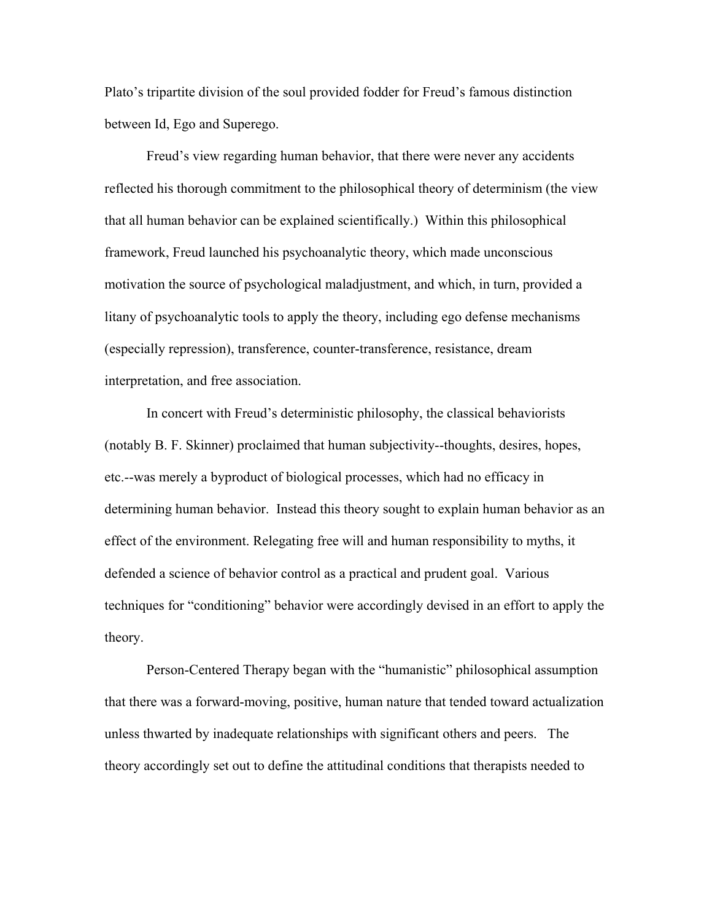Plato's tripartite division of the soul provided fodder for Freud's famous distinction between Id, Ego and Superego.

Freud's view regarding human behavior, that there were never any accidents reflected his thorough commitment to the philosophical theory of determinism (the view that all human behavior can be explained scientifically.) Within this philosophical framework, Freud launched his psychoanalytic theory, which made unconscious motivation the source of psychological maladjustment, and which, in turn, provided a litany of psychoanalytic tools to apply the theory, including ego defense mechanisms (especially repression), transference, counter-transference, resistance, dream interpretation, and free association.

In concert with Freud's deterministic philosophy, the classical behaviorists (notably B. F. Skinner) proclaimed that human subjectivity--thoughts, desires, hopes, etc.--was merely a byproduct of biological processes, which had no efficacy in determining human behavior. Instead this theory sought to explain human behavior as an effect of the environment. Relegating free will and human responsibility to myths, it defended a science of behavior control as a practical and prudent goal. Various techniques for "conditioning" behavior were accordingly devised in an effort to apply the theory.

Person-Centered Therapy began with the "humanistic" philosophical assumption that there was a forward-moving, positive, human nature that tended toward actualization unless thwarted by inadequate relationships with significant others and peers. The theory accordingly set out to define the attitudinal conditions that therapists needed to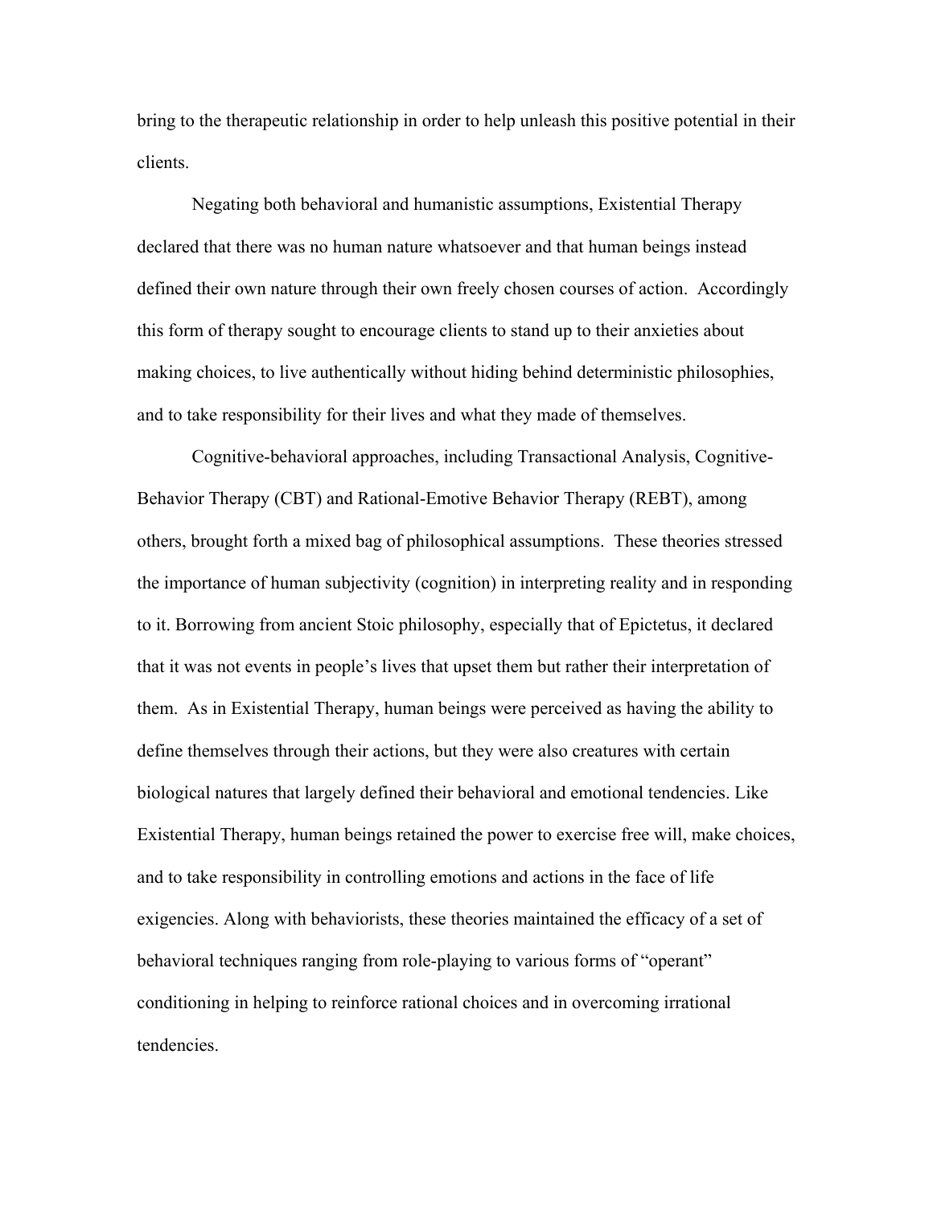bring to the therapeutic relationship in order to help unleash this positive potential in their clients.

Negating both behavioral and humanistic assumptions, Existential Therapy declared that there was no human nature whatsoever and that human beings instead defined their own nature through their own freely chosen courses of action. Accordingly this form of therapy sought to encourage clients to stand up to their anxieties about making choices, to live authentically without hiding behind deterministic philosophies, and to take responsibility for their lives and what they made of themselves.

Cognitive-behavioral approaches, including Transactional Analysis, Cognitive-Behavior Therapy (CBT) and Rational-Emotive Behavior Therapy (REBT), among others, brought forth a mixed bag of philosophical assumptions. These theories stressed the importance of human subjectivity (cognition) in interpreting reality and in responding to it. Borrowing from ancient Stoic philosophy, especially that of Epictetus, it declared that it was not events in people's lives that upset them but rather their interpretation of them. As in Existential Therapy, human beings were perceived as having the ability to define themselves through their actions, but they were also creatures with certain biological natures that largely defined their behavioral and emotional tendencies. Like Existential Therapy, human beings retained the power to exercise free will, make choices, and to take responsibility in controlling emotions and actions in the face of life exigencies. Along with behaviorists, these theories maintained the efficacy of a set of behavioral techniques ranging from role-playing to various forms of "operant" conditioning in helping to reinforce rational choices and in overcoming irrational tendencies.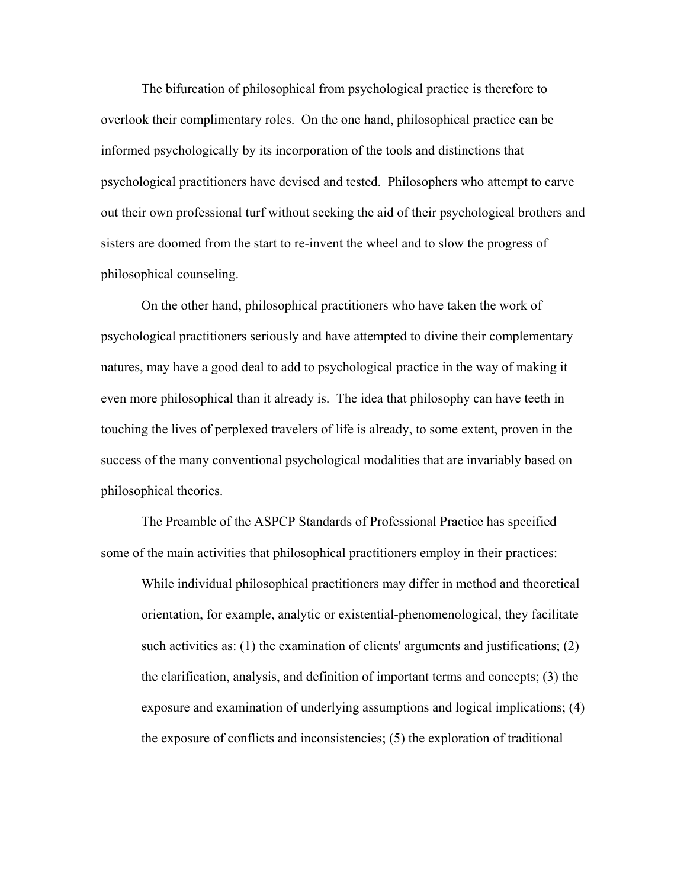The bifurcation of philosophical from psychological practice is therefore to overlook their complimentary roles. On the one hand, philosophical practice can be informed psychologically by its incorporation of the tools and distinctions that psychological practitioners have devised and tested. Philosophers who attempt to carve out their own professional turf without seeking the aid of their psychological brothers and sisters are doomed from the start to re-invent the wheel and to slow the progress of philosophical counseling.

On the other hand, philosophical practitioners who have taken the work of psychological practitioners seriously and have attempted to divine their complementary natures, may have a good deal to add to psychological practice in the way of making it even more philosophical than it already is. The idea that philosophy can have teeth in touching the lives of perplexed travelers of life is already, to some extent, proven in the success of the many conventional psychological modalities that are invariably based on philosophical theories.

The Preamble of the ASPCP Standards of Professional Practice has specified some of the main activities that philosophical practitioners employ in their practices:

> While individual philosophical practitioners may differ in method and theoretical orientation, for example, analytic or existential-phenomenological, they facilitate such activities as: (1) the examination of clients' arguments and justifications; (2) the clarification, analysis, and definition of important terms and concepts; (3) the exposure and examination of underlying assumptions and logical implications; (4) the exposure of conflicts and inconsistencies; (5) the exploration of traditional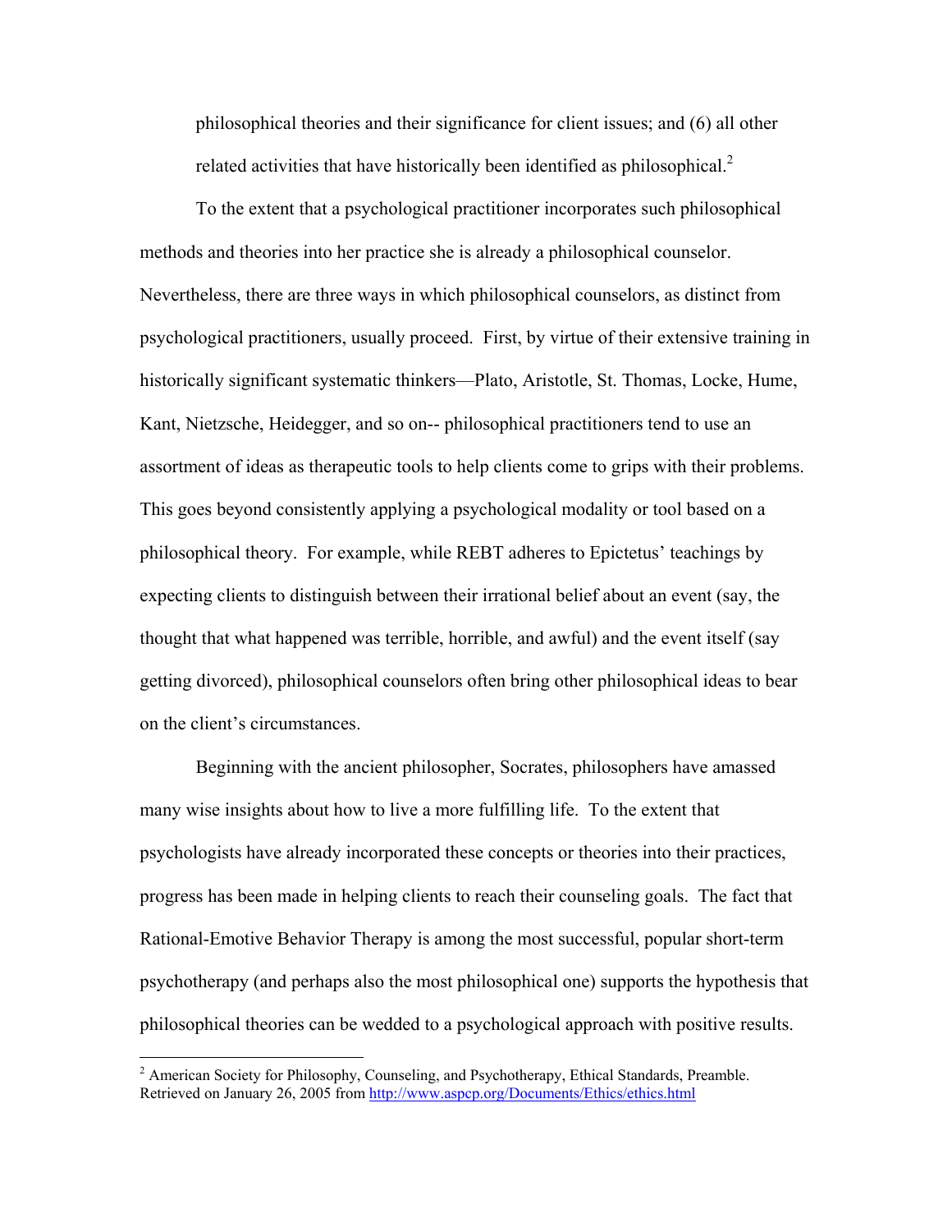philosophical theories and their significance for client issues; and (6) all other related activities that have historically been identified as philosophical.[2]

To the extent that a psychological practitioner incorporates such philosophical methods and theories into her practice she is already a philosophical counselor. Nevertheless, there are three ways in which philosophical counselors, as distinct from psychological practitioners, usually proceed. First, by virtue of their extensive training in historically significant systematic thinkers—Plato, Aristotle, St. Thomas, Locke, Hume, Kant, Nietzsche, Heidegger, and so on-- philosophical practitioners tend to use an assortment of ideas as therapeutic tools to help clients come to grips with their problems. This goes beyond consistently applying a psychological modality or tool based on a philosophical theory. For example, while REBT adheres to Epictetus' teachings by expecting clients to distinguish between their irrational belief about an event (say, the thought that what happened was terrible, horrible, and awful) and the event itself (say getting divorced), philosophical counselors often bring other philosophical ideas to bear on the client's circumstances.

Beginning with the ancient philosopher, Socrates, philosophers have amassed many wise insights about how to live a more fulfilling life. To the extent that psychologists have already incorporated these concepts or theories into their practices, progress has been made in helping clients to reach their counseling goals. The fact that Rational-Emotive Behavior Therapy is among the most successful, popular short-term psychotherapy (and perhaps also the most philosophical one) supports the hypothesis that philosophical theories can be wedded to a psychological approach with positive results.

---

[2] American Society for Philosophy, Counseling, and Psychotherapy, Ethical Standards, Preamble. Retrieved on January 26, 2005 from http://www.aspcp.org/Documents/Ethics/ethics.html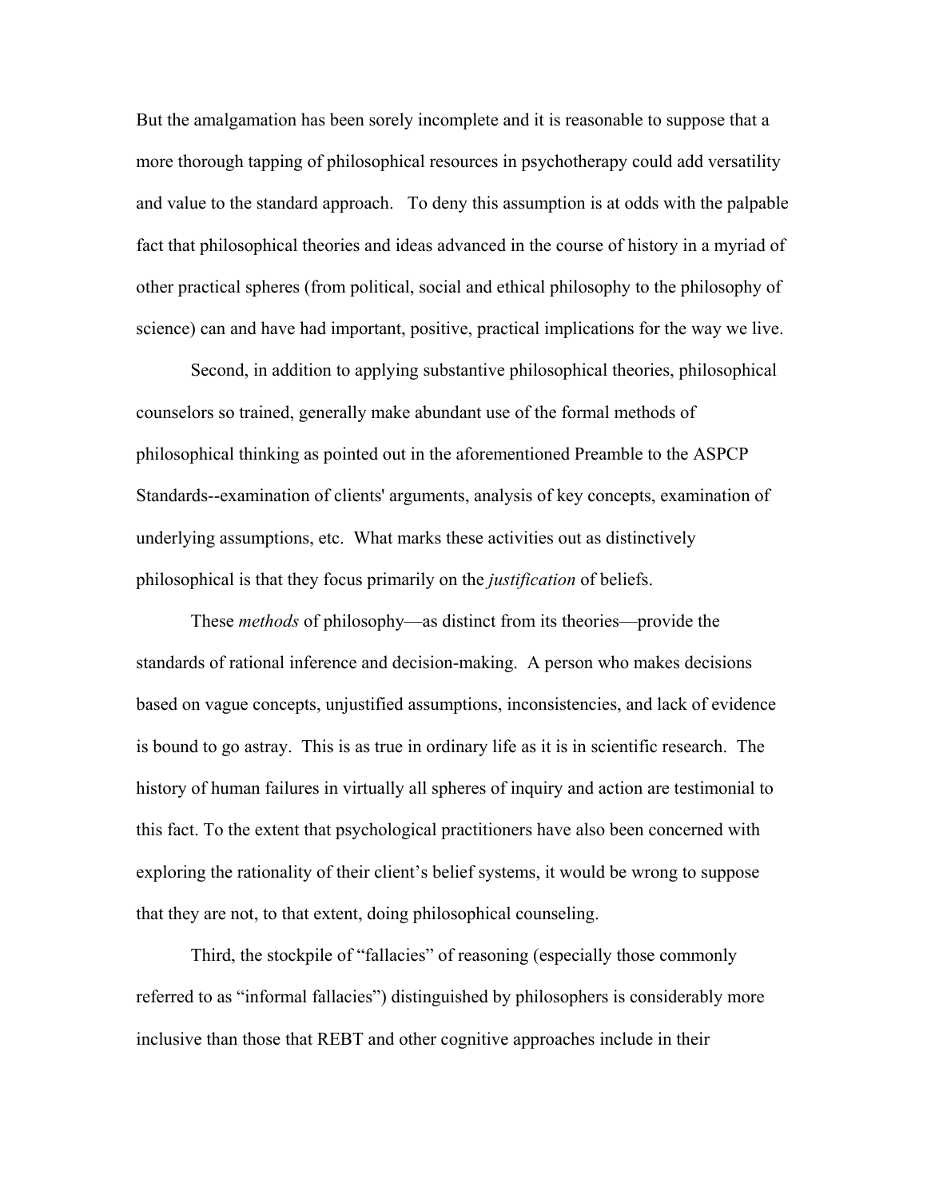But the amalgamation has been sorely incomplete and it is reasonable to suppose that a more thorough tapping of philosophical resources in psychotherapy could add versatility and value to the standard approach. To deny this assumption is at odds with the palpable fact that philosophical theories and ideas advanced in the course of history in a myriad of other practical spheres (from political, social and ethical philosophy to the philosophy of science) can and have had important, positive, practical implications for the way we live.

Second, in addition to applying substantive philosophical theories, philosophical counselors so trained, generally make abundant use of the formal methods of philosophical thinking as pointed out in the aforementioned Preamble to the ASPCP Standards--examination of clients' arguments, analysis of key concepts, examination of underlying assumptions, etc. What marks these activities out as distinctively philosophical is that they focus primarily on the *justification* of beliefs.

These *methods* of philosophy—as distinct from its theories—provide the standards of rational inference and decision-making. A person who makes decisions based on vague concepts, unjustified assumptions, inconsistencies, and lack of evidence is bound to go astray. This is as true in ordinary life as it is in scientific research. The history of human failures in virtually all spheres of inquiry and action are testimonial to this fact. To the extent that psychological practitioners have also been concerned with exploring the rationality of their client's belief systems, it would be wrong to suppose that they are not, to that extent, doing philosophical counseling.

Third, the stockpile of "fallacies" of reasoning (especially those commonly referred to as "informal fallacies") distinguished by philosophers is considerably more inclusive than those that REBT and other cognitive approaches include in their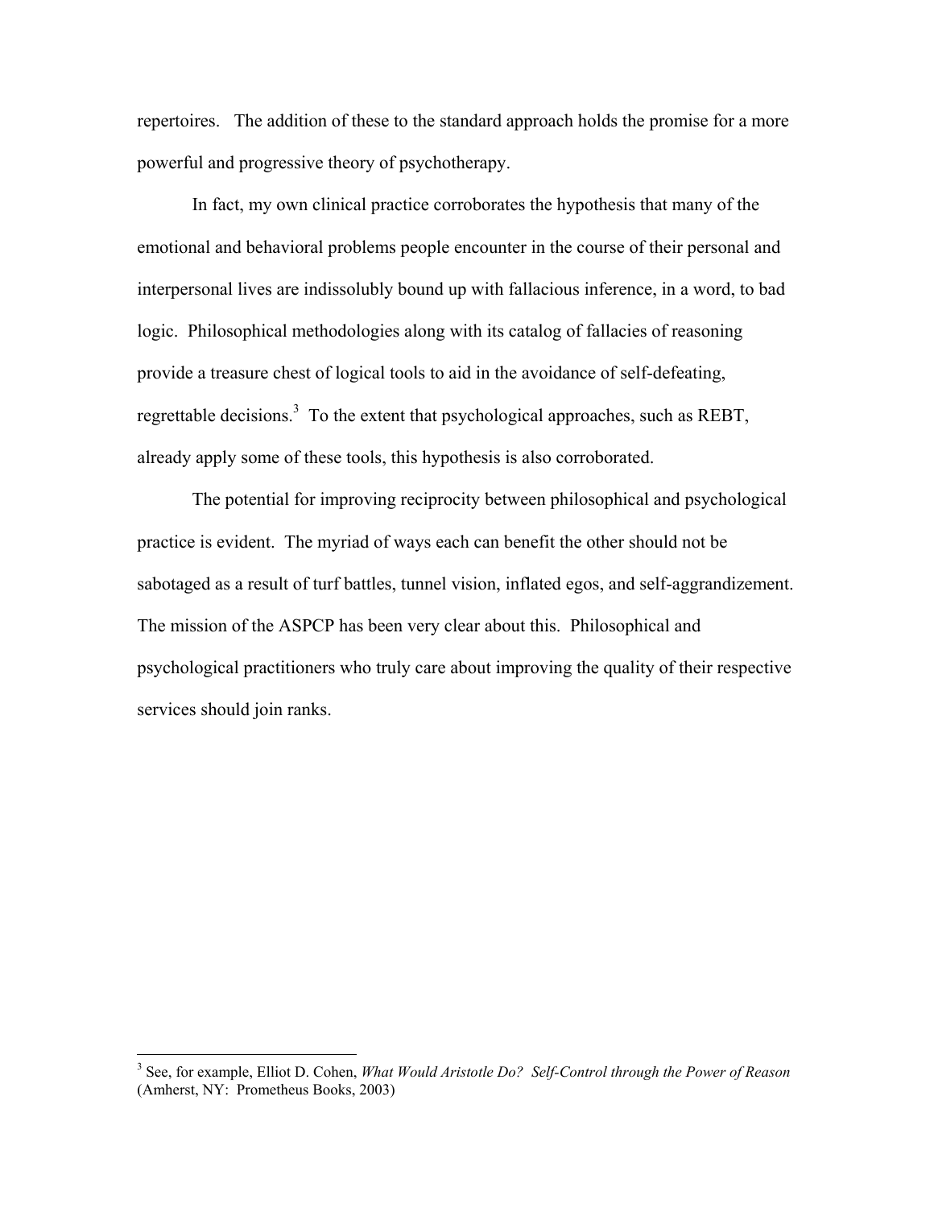repertoires. The addition of these to the standard approach holds the promise for a more powerful and progressive theory of psychotherapy.

In fact, my own clinical practice corroborates the hypothesis that many of the emotional and behavioral problems people encounter in the course of their personal and interpersonal lives are indissolubly bound up with fallacious inference, in a word, to bad logic. Philosophical methodologies along with its catalog of fallacies of reasoning provide a treasure chest of logical tools to aid in the avoidance of self-defeating, regrettable decisions.[3] To the extent that psychological approaches, such as REBT, already apply some of these tools, this hypothesis is also corroborated.

The potential for improving reciprocity between philosophical and psychological practice is evident. The myriad of ways each can benefit the other should not be sabotaged as a result of turf battles, tunnel vision, inflated egos, and self-aggrandizement. The mission of the ASPCP has been very clear about this. Philosophical and psychological practitioners who truly care about improving the quality of their respective services should join ranks.

---

[3] See, for example, Elliot D. Cohen, *What Would Aristotle Do? Self-Control through the Power of Reason* (Amherst, NY: Prometheus Books, 2003)